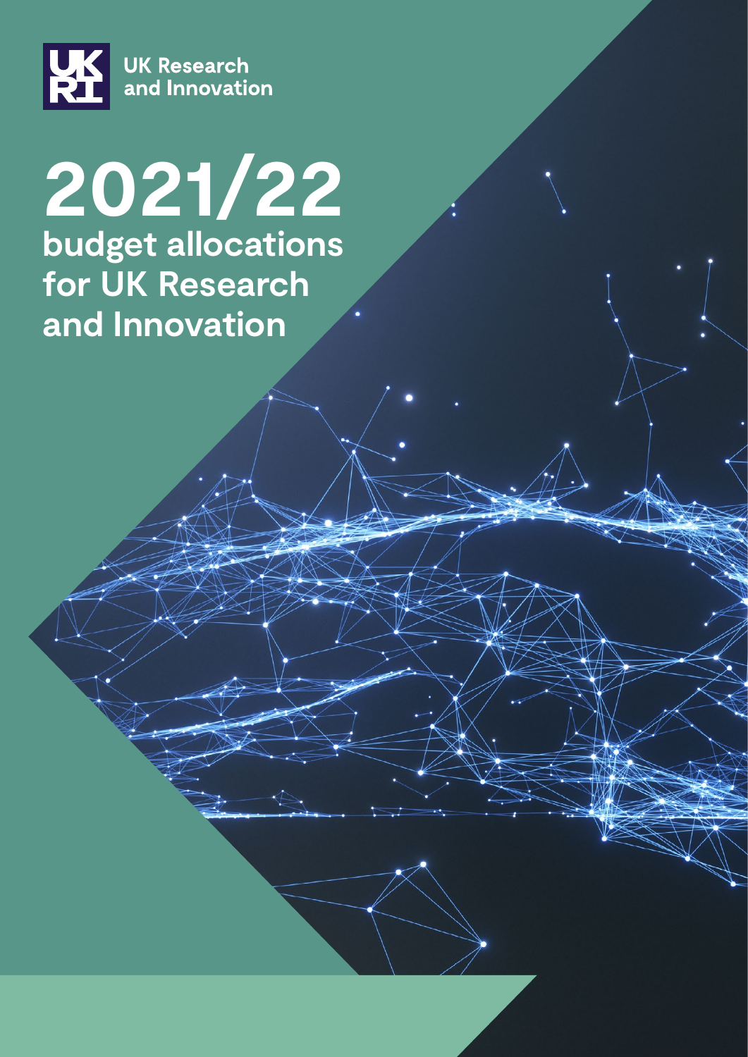UK Research and Innovation

# 2021/22 budget allocations for UK Research and Innovation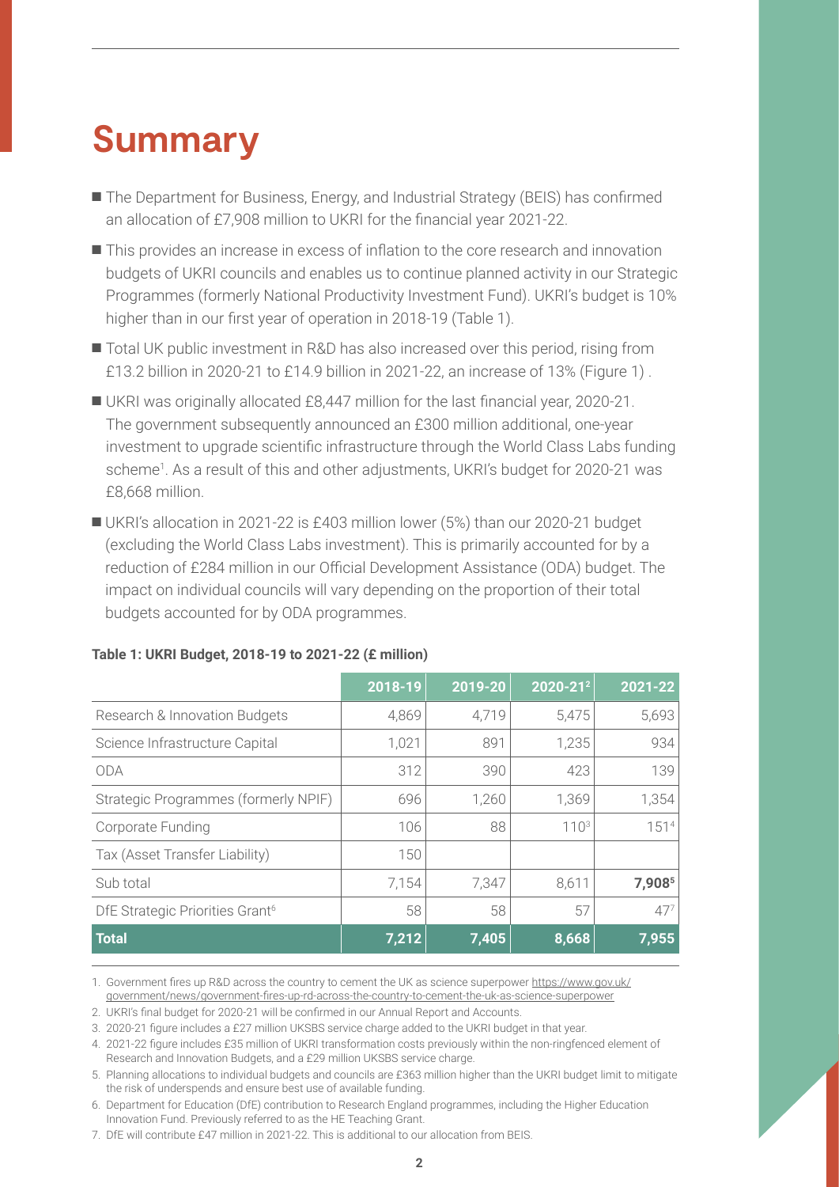# Summary

- The Department for Business, Energy, and Industrial Strategy (BEIS) has confirmed an allocation of £7,908 million to UKRI for the financial year 2021-22.
- This provides an increase in excess of inflation to the core research and innovation budgets of UKRI councils and enables us to continue planned activity in our Strategic Programmes (formerly National Productivity Investment Fund). UKRI's budget is 10% higher than in our first year of operation in 2018-19 (Table 1).
- Total UK public investment in R&D has also increased over this period, rising from £13.2 billion in 2020-21 to £14.9 billion in 2021-22, an increase of 13% (Figure 1) .
- UKRI was originally allocated £8,447 million for the last financial year, 2020-21. The government subsequently announced an £300 million additional, one-year investment to upgrade scientific infrastructure through the World Class Labs funding scheme[1]. As a result of this and other adjustments, UKRI's budget for 2020-21 was £8,668 million.
- UKRI's allocation in 2021-22 is £403 million lower (5%) than our 2020-21 budget (excluding the World Class Labs investment). This is primarily accounted for by a reduction of £284 million in our Official Development Assistance (ODA) budget. The impact on individual councils will vary depending on the proportion of their total budgets accounted for by ODA programmes.

**Table 1: UKRI Budget, 2018-19 to 2021-22 (£ million)**

| | 2018-19 | 2019-20 | 2020-21[2] | 2021-22 |
|---|---|---|---|---|
| Research & Innovation Budgets | 4,869 | 4,719 | 5,475 | 5,693 |
| Science Infrastructure Capital | 1,021 | 891 | 1,235 | 934 |
| ODA | 312 | 390 | 423 | 139 |
| Strategic Programmes (formerly NPIF) | 696 | 1,260 | 1,369 | 1,354 |
| Corporate Funding | 106 | 88 | 110[3] | 151[4] |
| Tax (Asset Transfer Liability) | 150 | | | |
| Sub total | 7,154 | 7,347 | 8,611 | **7,908[5]** |
| DfE Strategic Priorities Grant[6] | 58 | 58 | 57 | 47[7] |
| **Total** | **7,212** | **7,405** | **8,668** | **7,955** |

1. Government fires up R&D across the country to cement the UK as science superpower https://www.gov.uk/government/news/government-fires-up-rd-across-the-country-to-cement-the-uk-as-science-superpower
2. UKRI's final budget for 2020-21 will be confirmed in our Annual Report and Accounts.
3. 2020-21 figure includes a £27 million UKSBS service charge added to the UKRI budget in that year.
4. 2021-22 figure includes £35 million of UKRI transformation costs previously within the non-ringfenced element of Research and Innovation Budgets, and a £29 million UKSBS service charge.
5. Planning allocations to individual budgets and councils are £363 million higher than the UKRI budget limit to mitigate the risk of underspends and ensure best use of available funding.
6. Department for Education (DfE) contribution to Research England programmes, including the Higher Education Innovation Fund. Previously referred to as the HE Teaching Grant.
7. DfE will contribute £47 million in 2021-22. This is additional to our allocation from BEIS.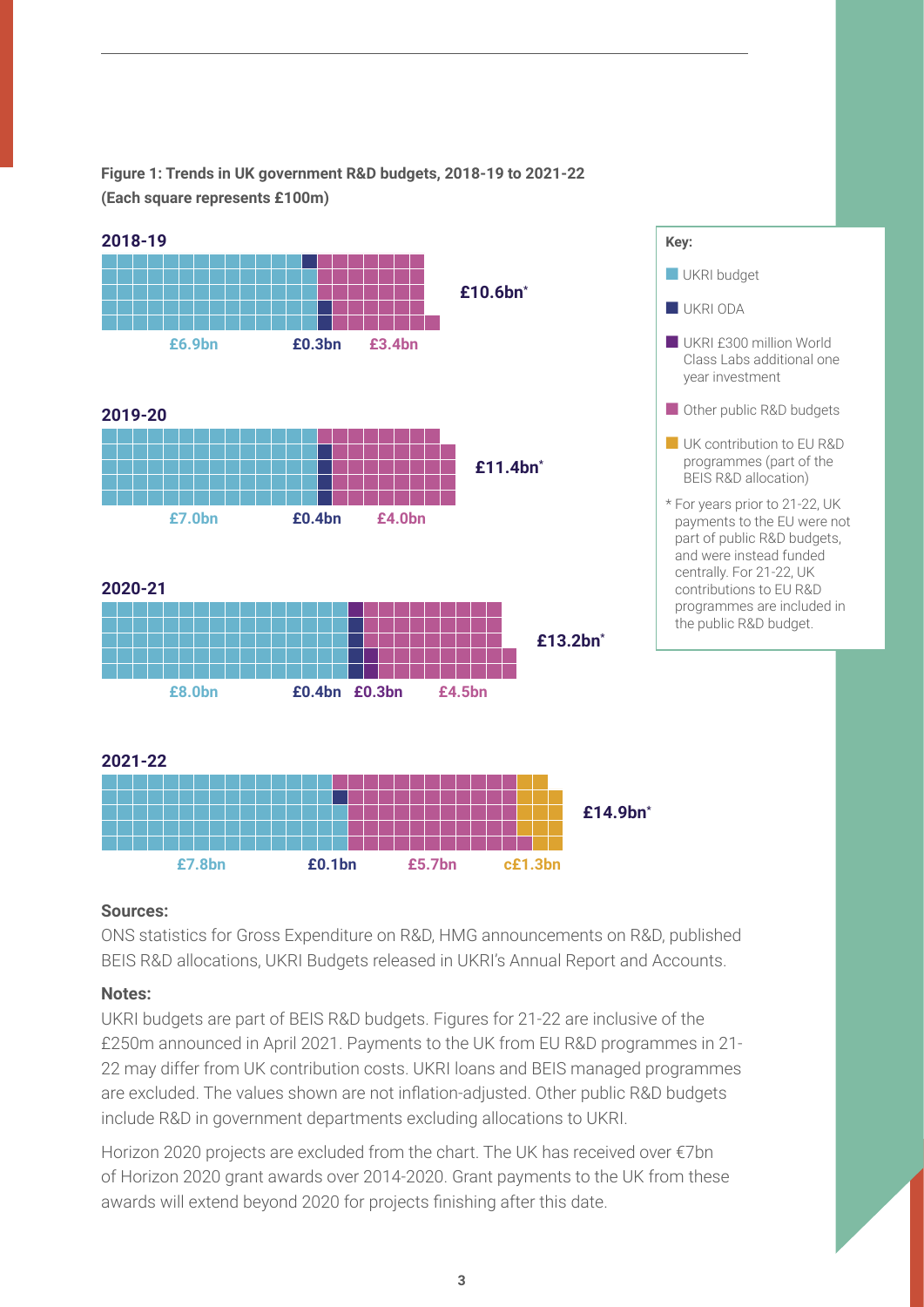**Figure 1: Trends in UK government R&D budgets, 2018-19 to 2021-22**
**(Each square represents £100m)**

**2018-19**

£6.9bn | £0.3bn | £3.4bn — **£10.6bn***

**2019-20**

£7.0bn | £0.4bn | £4.0bn — **£11.4bn***

**2020-21**

£8.0bn | £0.4bn | £0.3bn | £4.5bn — **£13.2bn***

**2021-22**

£7.8bn | £0.1bn | £5.7bn | c£1.3bn — **£14.9bn***

**Key:**

- UKRI budget
- UKRI ODA
- UKRI £300 million World Class Labs additional one year investment
- Other public R&D budgets
- UK contribution to EU R&D programmes (part of the BEIS R&D allocation)

\* For years prior to 21-22, UK payments to the EU were not part of public R&D budgets, and were instead funded centrally. For 21-22, UK contributions to EU R&D programmes are included in the public R&D budget.

**Sources:**

ONS statistics for Gross Expenditure on R&D, HMG announcements on R&D, published BEIS R&D allocations, UKRI Budgets released in UKRI's Annual Report and Accounts.

**Notes:**

UKRI budgets are part of BEIS R&D budgets. Figures for 21-22 are inclusive of the £250m announced in April 2021. Payments to the UK from EU R&D programmes in 21-22 may differ from UK contribution costs. UKRI loans and BEIS managed programmes are excluded. The values shown are not inflation-adjusted. Other public R&D budgets include R&D in government departments excluding allocations to UKRI.

Horizon 2020 projects are excluded from the chart. The UK has received over €7bn of Horizon 2020 grant awards over 2014-2020. Grant payments to the UK from these awards will extend beyond 2020 for projects finishing after this date.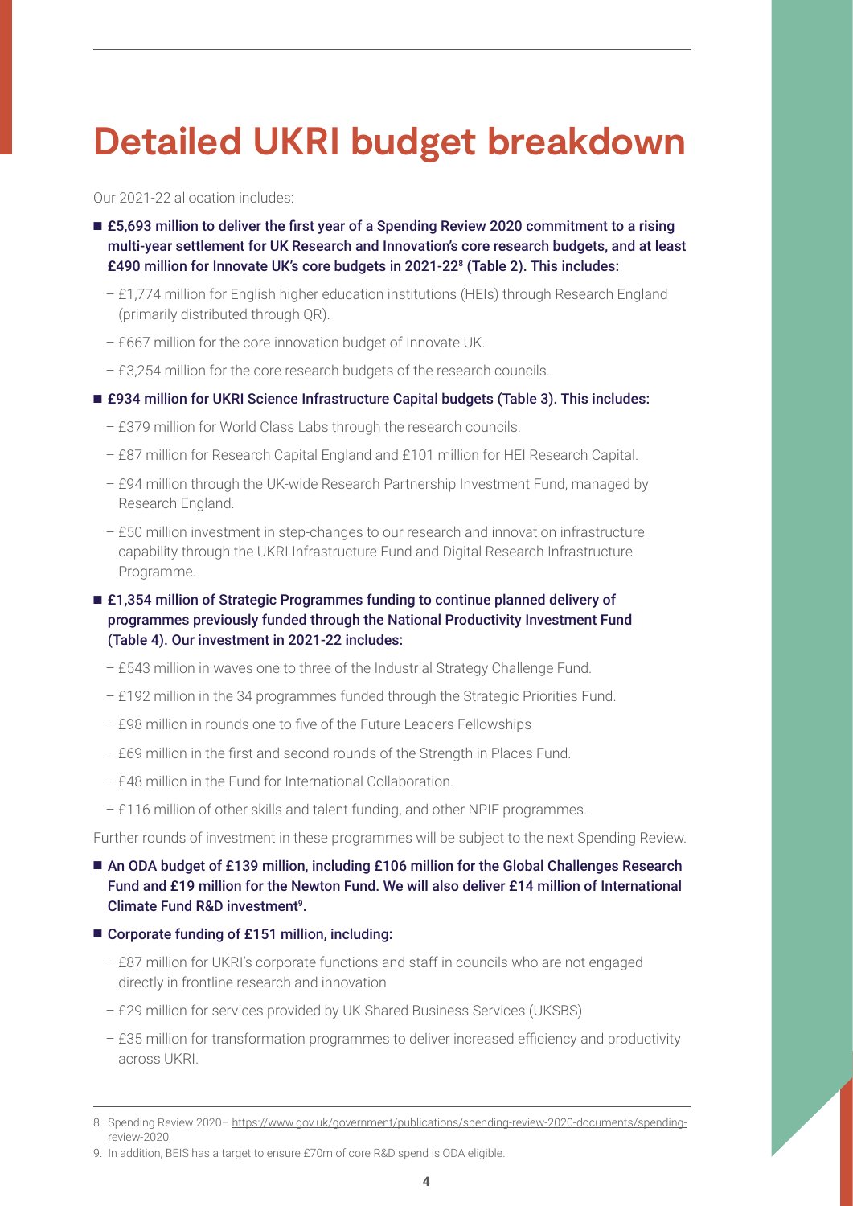# Detailed UKRI budget breakdown

Our 2021-22 allocation includes:

- **£5,693 million to deliver the first year of a Spending Review 2020 commitment to a rising multi-year settlement for UK Research and Innovation's core research budgets, and at least £490 million for Innovate UK's core budgets in 2021-22[8] (Table 2). This includes:**
  - £1,774 million for English higher education institutions (HEIs) through Research England (primarily distributed through QR).
  - £667 million for the core innovation budget of Innovate UK.
  - £3,254 million for the core research budgets of the research councils.
- **£934 million for UKRI Science Infrastructure Capital budgets (Table 3). This includes:**
  - £379 million for World Class Labs through the research councils.
  - £87 million for Research Capital England and £101 million for HEI Research Capital.
  - £94 million through the UK-wide Research Partnership Investment Fund, managed by Research England.
  - £50 million investment in step-changes to our research and innovation infrastructure capability through the UKRI Infrastructure Fund and Digital Research Infrastructure Programme.
- **£1,354 million of Strategic Programmes funding to continue planned delivery of programmes previously funded through the National Productivity Investment Fund (Table 4). Our investment in 2021-22 includes:**
  - £543 million in waves one to three of the Industrial Strategy Challenge Fund.
  - £192 million in the 34 programmes funded through the Strategic Priorities Fund.
  - £98 million in rounds one to five of the Future Leaders Fellowships
  - £69 million in the first and second rounds of the Strength in Places Fund.
  - £48 million in the Fund for International Collaboration.
  - £116 million of other skills and talent funding, and other NPIF programmes.

Further rounds of investment in these programmes will be subject to the next Spending Review.

- **An ODA budget of £139 million, including £106 million for the Global Challenges Research Fund and £19 million for the Newton Fund. We will also deliver £14 million of International Climate Fund R&D investment[9].**
- **Corporate funding of £151 million, including:**
  - £87 million for UKRI's corporate functions and staff in councils who are not engaged directly in frontline research and innovation
  - £29 million for services provided by UK Shared Business Services (UKSBS)
  - £35 million for transformation programmes to deliver increased efficiency and productivity across UKRI.

---

8. Spending Review 2020– https://www.gov.uk/government/publications/spending-review-2020-documents/spending-review-2020
9. In addition, BEIS has a target to ensure £70m of core R&D spend is ODA eligible.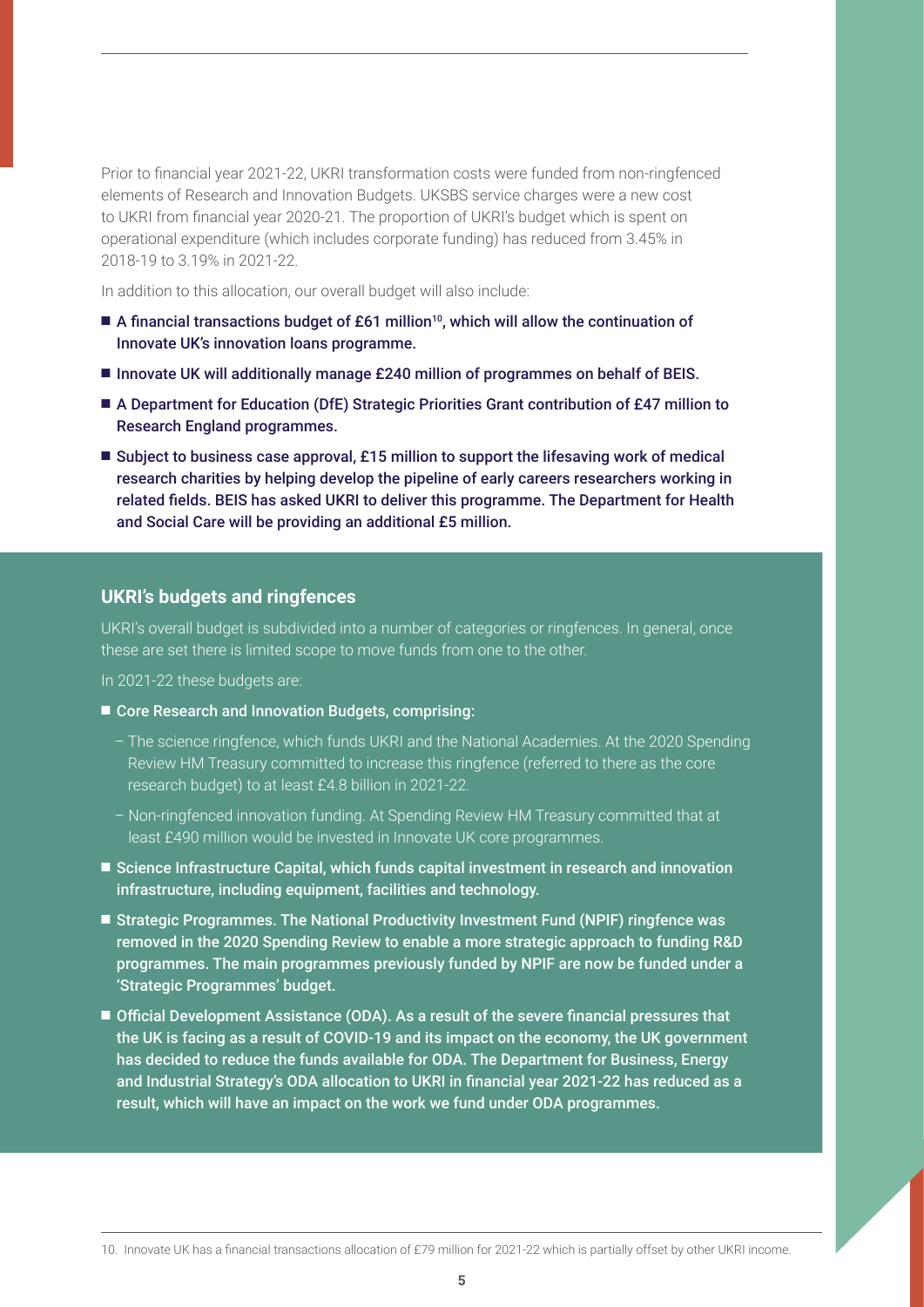Prior to financial year 2021-22, UKRI transformation costs were funded from non-ringfenced elements of Research and Innovation Budgets. UKSBS service charges were a new cost to UKRI from financial year 2020-21. The proportion of UKRI's budget which is spent on operational expenditure (which includes corporate funding) has reduced from 3.45% in 2018-19 to 3.19% in 2021-22.

In addition to this allocation, our overall budget will also include:

- **A financial transactions budget of £61 million[10], which will allow the continuation of Innovate UK's innovation loans programme.**
- **Innovate UK will additionally manage £240 million of programmes on behalf of BEIS.**
- **A Department for Education (DfE) Strategic Priorities Grant contribution of £47 million to Research England programmes.**
- **Subject to business case approval, £15 million to support the lifesaving work of medical research charities by helping develop the pipeline of early careers researchers working in related fields. BEIS has asked UKRI to deliver this programme. The Department for Health and Social Care will be providing an additional £5 million.**

## UKRI's budgets and ringfences

UKRI's overall budget is subdivided into a number of categories or ringfences. In general, once these are set there is limited scope to move funds from one to the other.

In 2021-22 these budgets are:

- **Core Research and Innovation Budgets, comprising:**
  - The science ringfence, which funds UKRI and the National Academies. At the 2020 Spending Review HM Treasury committed to increase this ringfence (referred to there as the core research budget) to at least £4.8 billion in 2021-22.
  - Non-ringfenced innovation funding. At Spending Review HM Treasury committed that at least £490 million would be invested in Innovate UK core programmes.
- **Science Infrastructure Capital, which funds capital investment in research and innovation infrastructure, including equipment, facilities and technology.**
- **Strategic Programmes. The National Productivity Investment Fund (NPIF) ringfence was removed in the 2020 Spending Review to enable a more strategic approach to funding R&D programmes. The main programmes previously funded by NPIF are now be funded under a 'Strategic Programmes' budget.**
- **Official Development Assistance (ODA). As a result of the severe financial pressures that the UK is facing as a result of COVID-19 and its impact on the economy, the UK government has decided to reduce the funds available for ODA. The Department for Business, Energy and Industrial Strategy's ODA allocation to UKRI in financial year 2021-22 has reduced as a result, which will have an impact on the work we fund under ODA programmes.**

10. Innovate UK has a financial transactions allocation of £79 million for 2021-22 which is partially offset by other UKRI income.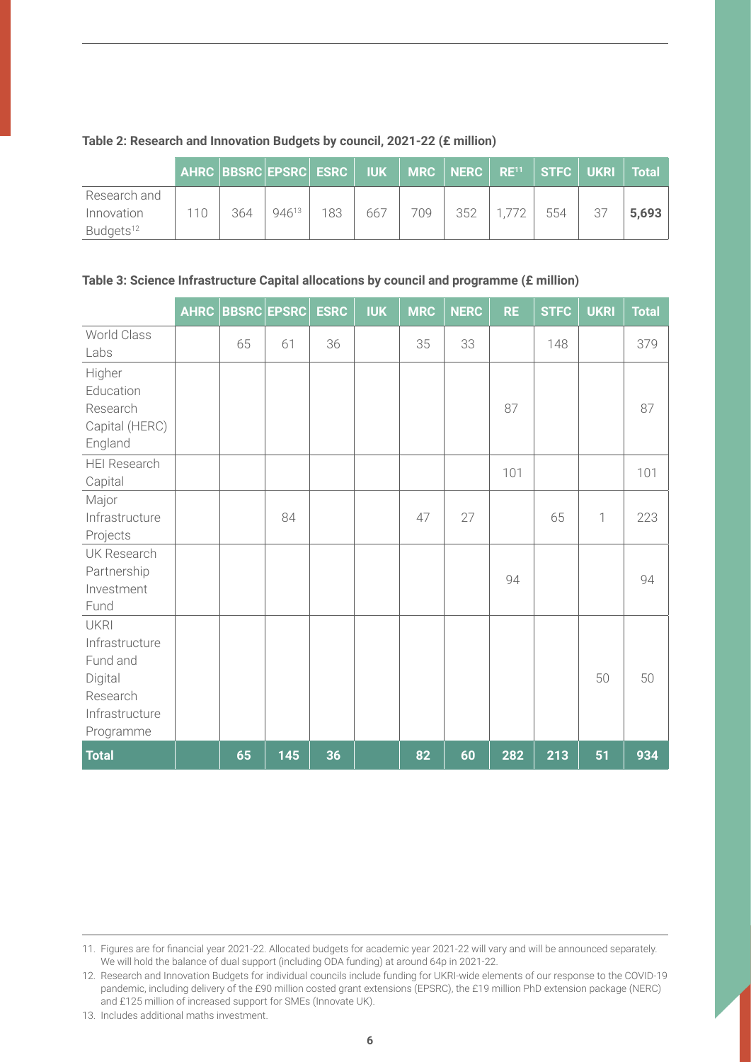**Table 2: Research and Innovation Budgets by council, 2021-22 (£ million)**

| | AHRC | BBSRC | EPSRC | ESRC | IUK | MRC | NERC | RE[11] | STFC | UKRI | Total |
|---|---|---|---|---|---|---|---|---|---|---|---|
| Research and Innovation Budgets[12] | 110 | 364 | 946[13] | 183 | 667 | 709 | 352 | 1,772 | 554 | 37 | **5,693** |

**Table 3: Science Infrastructure Capital allocations by council and programme (£ million)**

| | AHRC | BBSRC | EPSRC | ESRC | IUK | MRC | NERC | RE | STFC | UKRI | Total |
|---|---|---|---|---|---|---|---|---|---|---|---|
| World Class Labs | | 65 | 61 | 36 | | 35 | 33 | | 148 | | 379 |
| Higher Education Research Capital (HERC) England | | | | | | | | 87 | | | 87 |
| HEI Research Capital | | | | | | | | 101 | | | 101 |
| Major Infrastructure Projects | | | 84 | | | 47 | 27 | | 65 | 1 | 223 |
| UK Research Partnership Investment Fund | | | | | | | | 94 | | | 94 |
| UKRI Infrastructure Fund and Digital Research Infrastructure Programme | | | | | | | | | | 50 | 50 |
| **Total** | | **65** | **145** | **36** | | **82** | **60** | **282** | **213** | **51** | **934** |

11. Figures are for financial year 2021-22. Allocated budgets for academic year 2021-22 will vary and will be announced separately. We will hold the balance of dual support (including ODA funding) at around 64p in 2021-22.

12. Research and Innovation Budgets for individual councils include funding for UKRI-wide elements of our response to the COVID-19 pandemic, including delivery of the £90 million costed grant extensions (EPSRC), the £19 million PhD extension package (NERC) and £125 million of increased support for SMEs (Innovate UK).

13. Includes additional maths investment.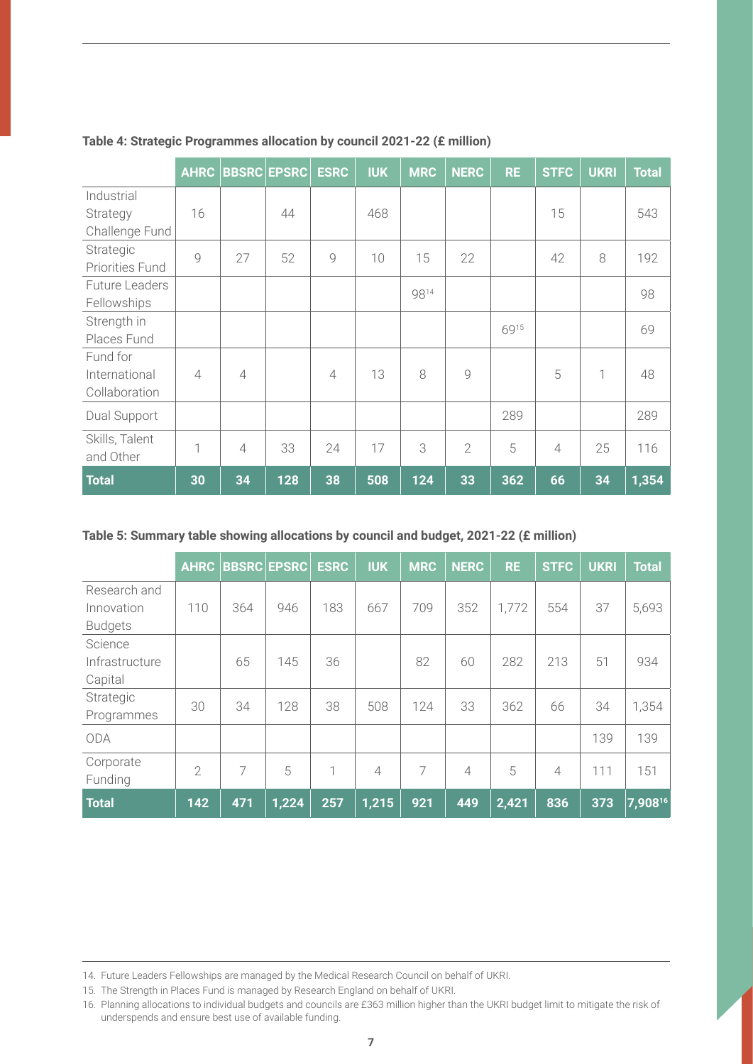**Table 4: Strategic Programmes allocation by council 2021-22 (£ million)**

| | AHRC | BBSRC | EPSRC | ESRC | IUK | MRC | NERC | RE | STFC | UKRI | Total |
|---|---|---|---|---|---|---|---|---|---|---|---|
| Industrial Strategy Challenge Fund | 16 | | 44 | | 468 | | | | 15 | | 543 |
| Strategic Priorities Fund | 9 | 27 | 52 | 9 | 10 | 15 | 22 | | 42 | 8 | 192 |
| Future Leaders Fellowships | | | | | | 98[14] | | | | | 98 |
| Strength in Places Fund | | | | | | | | 69[15] | | | 69 |
| Fund for International Collaboration | 4 | 4 | | 4 | 13 | 8 | 9 | | 5 | 1 | 48 |
| Dual Support | | | | | | | | 289 | | | 289 |
| Skills, Talent and Other | 1 | 4 | 33 | 24 | 17 | 3 | 2 | 5 | 4 | 25 | 116 |
| **Total** | **30** | **34** | **128** | **38** | **508** | **124** | **33** | **362** | **66** | **34** | **1,354** |

**Table 5: Summary table showing allocations by council and budget, 2021-22 (£ million)**

| | AHRC | BBSRC | EPSRC | ESRC | IUK | MRC | NERC | RE | STFC | UKRI | Total |
|---|---|---|---|---|---|---|---|---|---|---|---|
| Research and Innovation Budgets | 110 | 364 | 946 | 183 | 667 | 709 | 352 | 1,772 | 554 | 37 | 5,693 |
| Science Infrastructure Capital | | 65 | 145 | 36 | | 82 | 60 | 282 | 213 | 51 | 934 |
| Strategic Programmes | 30 | 34 | 128 | 38 | 508 | 124 | 33 | 362 | 66 | 34 | 1,354 |
| ODA | | | | | | | | | | 139 | 139 |
| Corporate Funding | 2 | 7 | 5 | 1 | 4 | 7 | 4 | 5 | 4 | 111 | 151 |
| **Total** | **142** | **471** | **1,224** | **257** | **1,215** | **921** | **449** | **2,421** | **836** | **373** | **7,908[16]** |

14. Future Leaders Fellowships are managed by the Medical Research Council on behalf of UKRI.
15. The Strength in Places Fund is managed by Research England on behalf of UKRI.
16. Planning allocations to individual budgets and councils are £363 million higher than the UKRI budget limit to mitigate the risk of underspends and ensure best use of available funding.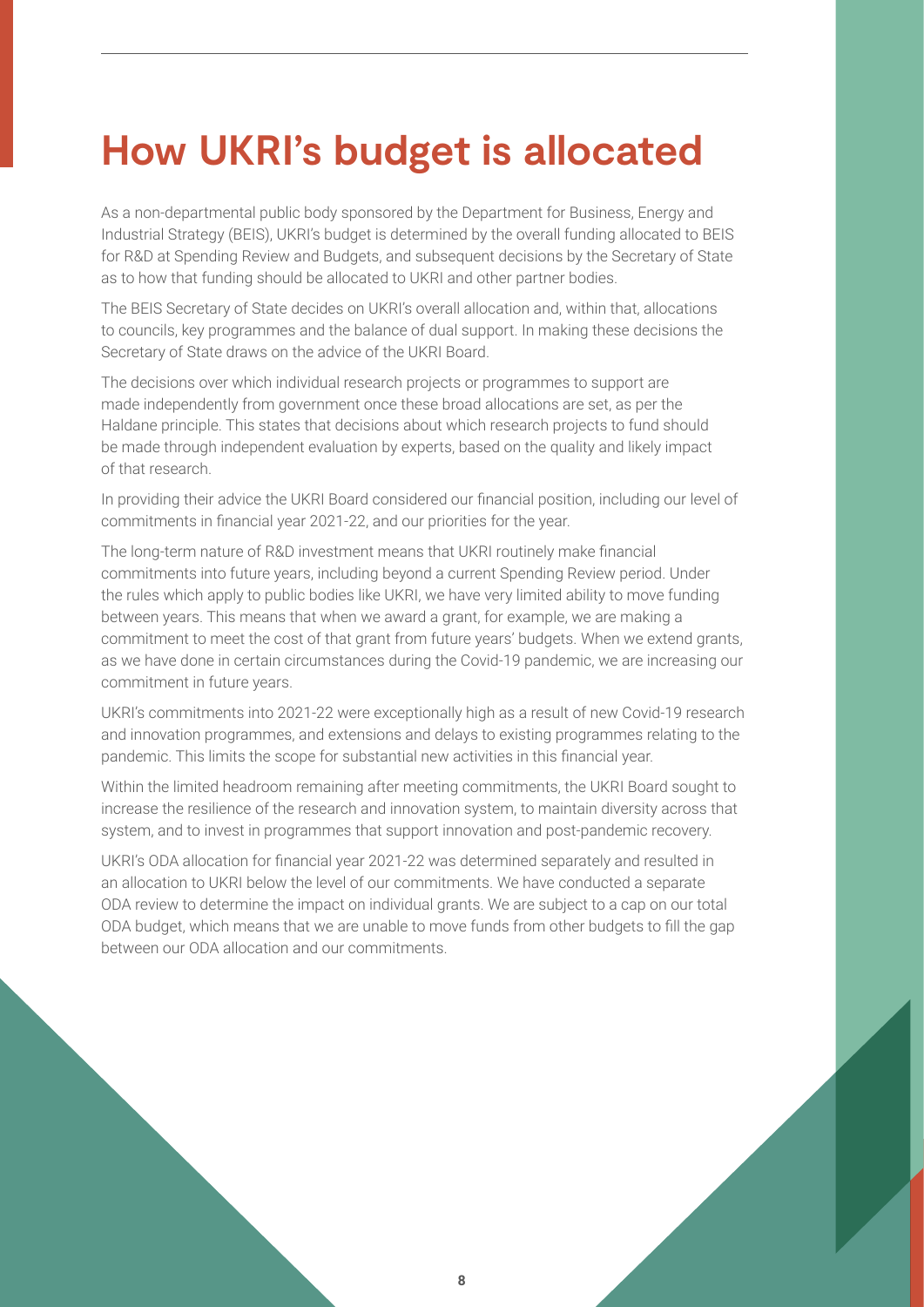# How UKRI's budget is allocated

As a non-departmental public body sponsored by the Department for Business, Energy and Industrial Strategy (BEIS), UKRI's budget is determined by the overall funding allocated to BEIS for R&D at Spending Review and Budgets, and subsequent decisions by the Secretary of State as to how that funding should be allocated to UKRI and other partner bodies.

The BEIS Secretary of State decides on UKRI's overall allocation and, within that, allocations to councils, key programmes and the balance of dual support. In making these decisions the Secretary of State draws on the advice of the UKRI Board.

The decisions over which individual research projects or programmes to support are made independently from government once these broad allocations are set, as per the Haldane principle. This states that decisions about which research projects to fund should be made through independent evaluation by experts, based on the quality and likely impact of that research.

In providing their advice the UKRI Board considered our financial position, including our level of commitments in financial year 2021-22, and our priorities for the year.

The long-term nature of R&D investment means that UKRI routinely make financial commitments into future years, including beyond a current Spending Review period. Under the rules which apply to public bodies like UKRI, we have very limited ability to move funding between years. This means that when we award a grant, for example, we are making a commitment to meet the cost of that grant from future years' budgets. When we extend grants, as we have done in certain circumstances during the Covid-19 pandemic, we are increasing our commitment in future years.

UKRI's commitments into 2021-22 were exceptionally high as a result of new Covid-19 research and innovation programmes, and extensions and delays to existing programmes relating to the pandemic. This limits the scope for substantial new activities in this financial year.

Within the limited headroom remaining after meeting commitments, the UKRI Board sought to increase the resilience of the research and innovation system, to maintain diversity across that system, and to invest in programmes that support innovation and post-pandemic recovery.

UKRI's ODA allocation for financial year 2021-22 was determined separately and resulted in an allocation to UKRI below the level of our commitments. We have conducted a separate ODA review to determine the impact on individual grants. We are subject to a cap on our total ODA budget, which means that we are unable to move funds from other budgets to fill the gap between our ODA allocation and our commitments.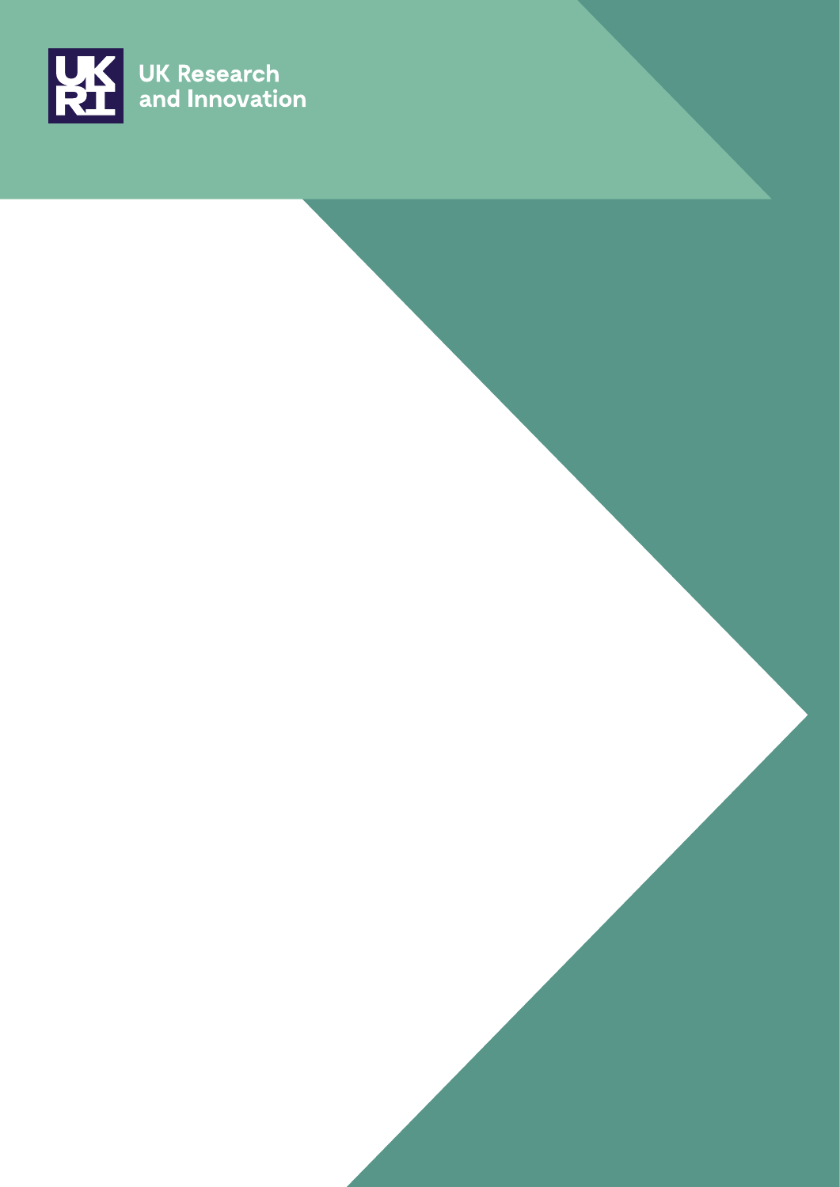UK Research and Innovation